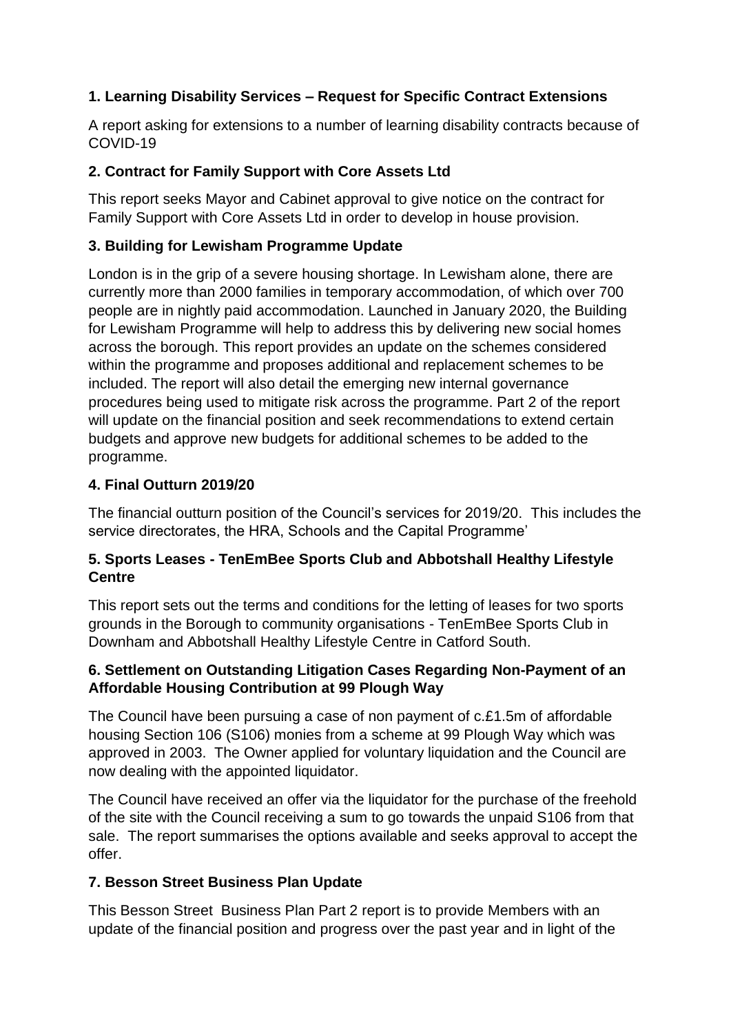**1. Learning Disability Services – Request for Specific Contract Extensions**

A report asking for extensions to a number of learning disability contracts because of COVID-19

**2. Contract for Family Support with Core Assets Ltd**

This report seeks Mayor and Cabinet approval to give notice on the contract for Family Support with Core Assets Ltd in order to develop in house provision.

**3. Building for Lewisham Programme Update**

London is in the grip of a severe housing shortage. In Lewisham alone, there are currently more than 2000 families in temporary accommodation, of which over 700 people are in nightly paid accommodation. Launched in January 2020, the Building for Lewisham Programme will help to address this by delivering new social homes across the borough. This report provides an update on the schemes considered within the programme and proposes additional and replacement schemes to be included. The report will also detail the emerging new internal governance procedures being used to mitigate risk across the programme. Part 2 of the report will update on the financial position and seek recommendations to extend certain budgets and approve new budgets for additional schemes to be added to the programme.

**4. Final Outturn 2019/20**

The financial outturn position of the Council's services for 2019/20. This includes the service directorates, the HRA, Schools and the Capital Programme'

**5. Sports Leases - TenEmBee Sports Club and Abbotshall Healthy Lifestyle Centre**

This report sets out the terms and conditions for the letting of leases for two sports grounds in the Borough to community organisations - TenEmBee Sports Club in Downham and Abbotshall Healthy Lifestyle Centre in Catford South.

**6. Settlement on Outstanding Litigation Cases Regarding Non-Payment of an Affordable Housing Contribution at 99 Plough Way**

The Council have been pursuing a case of non payment of c.£1.5m of affordable housing Section 106 (S106) monies from a scheme at 99 Plough Way which was approved in 2003. The Owner applied for voluntary liquidation and the Council are now dealing with the appointed liquidator.

The Council have received an offer via the liquidator for the purchase of the freehold of the site with the Council receiving a sum to go towards the unpaid S106 from that sale. The report summarises the options available and seeks approval to accept the offer.

**7. Besson Street Business Plan Update**

This Besson Street Business Plan Part 2 report is to provide Members with an update of the financial position and progress over the past year and in light of the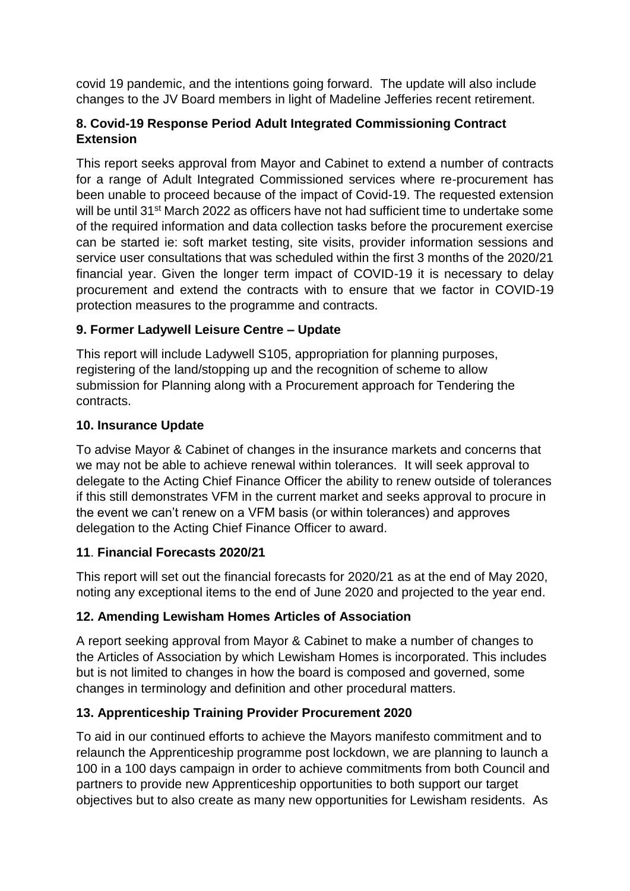covid 19 pandemic, and the intentions going forward. The update will also include changes to the JV Board members in light of Madeline Jefferies recent retirement.

### 8. Covid-19 Response Period Adult Integrated Commissioning Contract Extension

This report seeks approval from Mayor and Cabinet to extend a number of contracts for a range of Adult Integrated Commissioned services where re-procurement has been unable to proceed because of the impact of Covid-19. The requested extension will be until 31st March 2022 as officers have not had sufficient time to undertake some of the required information and data collection tasks before the procurement exercise can be started ie: soft market testing, site visits, provider information sessions and service user consultations that was scheduled within the first 3 months of the 2020/21 financial year. Given the longer term impact of COVID-19 it is necessary to delay procurement and extend the contracts with to ensure that we factor in COVID-19 protection measures to the programme and contracts.

### 9. Former Ladywell Leisure Centre – Update

This report will include Ladywell S105, appropriation for planning purposes, registering of the land/stopping up and the recognition of scheme to allow submission for Planning along with a Procurement approach for Tendering the contracts.

### 10. Insurance Update

To advise Mayor & Cabinet of changes in the insurance markets and concerns that we may not be able to achieve renewal within tolerances. It will seek approval to delegate to the Acting Chief Finance Officer the ability to renew outside of tolerances if this still demonstrates VFM in the current market and seeks approval to procure in the event we can't renew on a VFM basis (or within tolerances) and approves delegation to the Acting Chief Finance Officer to award.

### 11. Financial Forecasts 2020/21

This report will set out the financial forecasts for 2020/21 as at the end of May 2020, noting any exceptional items to the end of June 2020 and projected to the year end.

### 12. Amending Lewisham Homes Articles of Association

A report seeking approval from Mayor & Cabinet to make a number of changes to the Articles of Association by which Lewisham Homes is incorporated. This includes but is not limited to changes in how the board is composed and governed, some changes in terminology and definition and other procedural matters.

### 13. Apprenticeship Training Provider Procurement 2020

To aid in our continued efforts to achieve the Mayors manifesto commitment and to relaunch the Apprenticeship programme post lockdown, we are planning to launch a 100 in a 100 days campaign in order to achieve commitments from both Council and partners to provide new Apprenticeship opportunities to both support our target objectives but to also create as many new opportunities for Lewisham residents. As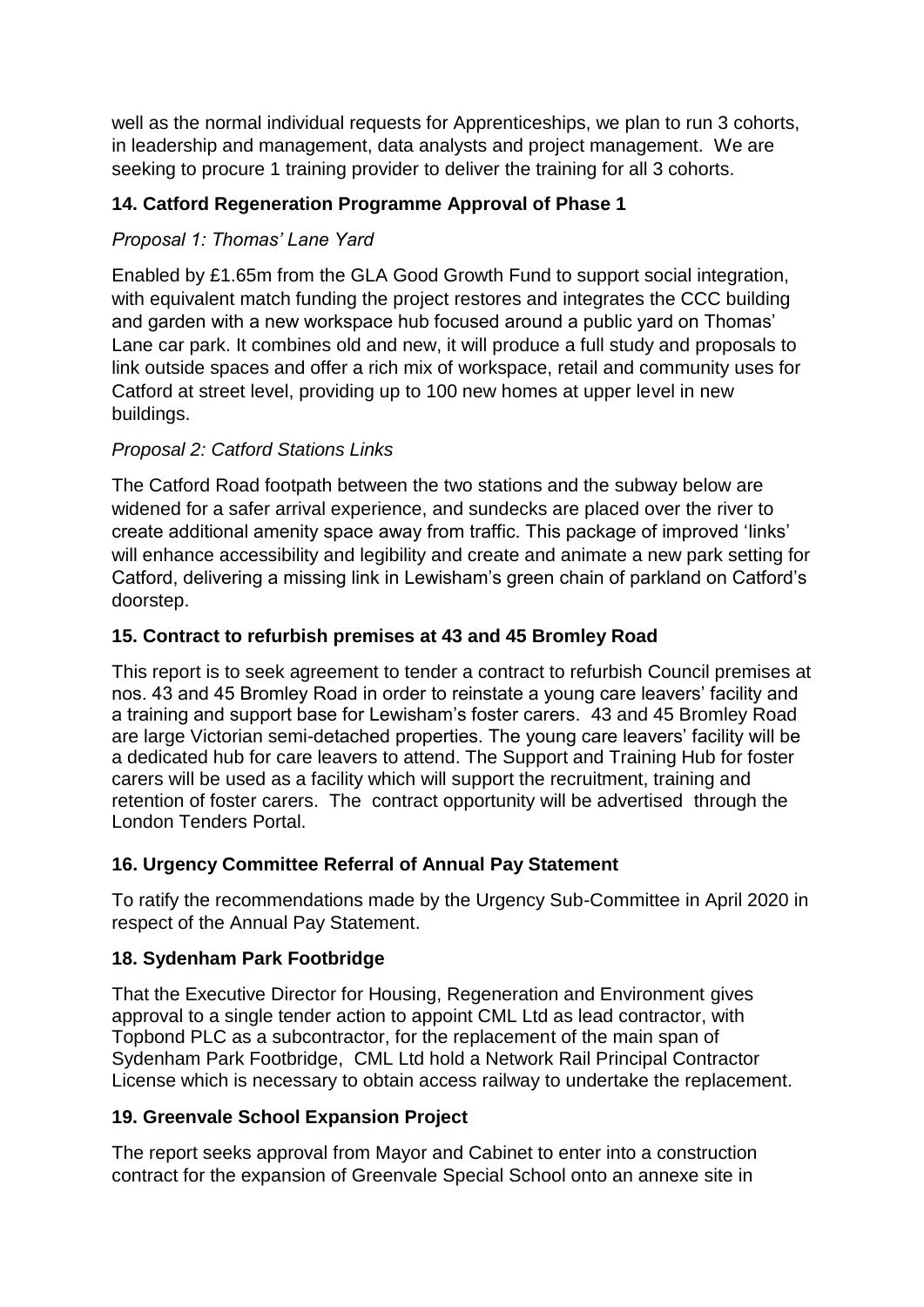well as the normal individual requests for Apprenticeships, we plan to run 3 cohorts, in leadership and management, data analysts and project management. We are seeking to procure 1 training provider to deliver the training for all 3 cohorts.

### 14. Catford Regeneration Programme Approval of Phase 1

*Proposal 1: Thomas' Lane Yard*

Enabled by £1.65m from the GLA Good Growth Fund to support social integration, with equivalent match funding the project restores and integrates the CCC building and garden with a new workspace hub focused around a public yard on Thomas' Lane car park. It combines old and new, it will produce a full study and proposals to link outside spaces and offer a rich mix of workspace, retail and community uses for Catford at street level, providing up to 100 new homes at upper level in new buildings.

*Proposal 2: Catford Stations Links*

The Catford Road footpath between the two stations and the subway below are widened for a safer arrival experience, and sundecks are placed over the river to create additional amenity space away from traffic. This package of improved 'links' will enhance accessibility and legibility and create and animate a new park setting for Catford, delivering a missing link in Lewisham's green chain of parkland on Catford's doorstep.

### 15. Contract to refurbish premises at 43 and 45 Bromley Road

This report is to seek agreement to tender a contract to refurbish Council premises at nos. 43 and 45 Bromley Road in order to reinstate a young care leavers' facility and a training and support base for Lewisham's foster carers. 43 and 45 Bromley Road are large Victorian semi-detached properties. The young care leavers' facility will be a dedicated hub for care leavers to attend. The Support and Training Hub for foster carers will be used as a facility which will support the recruitment, training and retention of foster carers. The contract opportunity will be advertised through the London Tenders Portal.

### 16. Urgency Committee Referral of Annual Pay Statement

To ratify the recommendations made by the Urgency Sub-Committee in April 2020 in respect of the Annual Pay Statement.

### 18. Sydenham Park Footbridge

That the Executive Director for Housing, Regeneration and Environment gives approval to a single tender action to appoint CML Ltd as lead contractor, with Topbond PLC as a subcontractor, for the replacement of the main span of Sydenham Park Footbridge, CML Ltd hold a Network Rail Principal Contractor License which is necessary to obtain access railway to undertake the replacement.

### 19. Greenvale School Expansion Project

The report seeks approval from Mayor and Cabinet to enter into a construction contract for the expansion of Greenvale Special School onto an annexe site in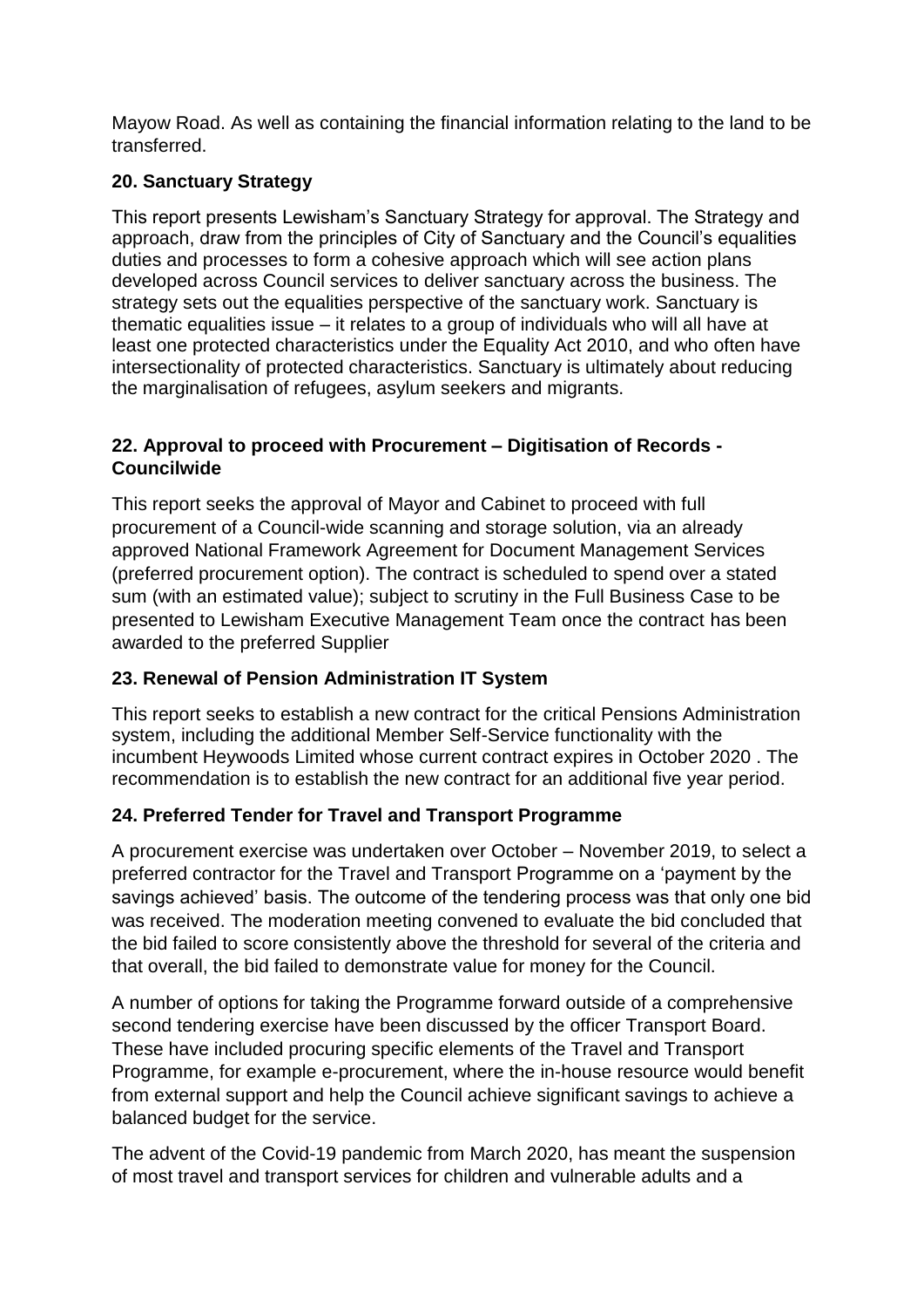Mayow Road. As well as containing the financial information relating to the land to be transferred.

### 20. Sanctuary Strategy

This report presents Lewisham's Sanctuary Strategy for approval. The Strategy and approach, draw from the principles of City of Sanctuary and the Council's equalities duties and processes to form a cohesive approach which will see action plans developed across Council services to deliver sanctuary across the business. The strategy sets out the equalities perspective of the sanctuary work. Sanctuary is thematic equalities issue – it relates to a group of individuals who will all have at least one protected characteristics under the Equality Act 2010, and who often have intersectionality of protected characteristics. Sanctuary is ultimately about reducing the marginalisation of refugees, asylum seekers and migrants.

### 22. Approval to proceed with Procurement – Digitisation of Records - Councilwide

This report seeks the approval of Mayor and Cabinet to proceed with full procurement of a Council-wide scanning and storage solution, via an already approved National Framework Agreement for Document Management Services (preferred procurement option). The contract is scheduled to spend over a stated sum (with an estimated value); subject to scrutiny in the Full Business Case to be presented to Lewisham Executive Management Team once the contract has been awarded to the preferred Supplier

### 23. Renewal of Pension Administration IT System

This report seeks to establish a new contract for the critical Pensions Administration system, including the additional Member Self-Service functionality with the incumbent Heywoods Limited whose current contract expires in October 2020 . The recommendation is to establish the new contract for an additional five year period.

### 24. Preferred Tender for Travel and Transport Programme

A procurement exercise was undertaken over October – November 2019, to select a preferred contractor for the Travel and Transport Programme on a 'payment by the savings achieved' basis. The outcome of the tendering process was that only one bid was received. The moderation meeting convened to evaluate the bid concluded that the bid failed to score consistently above the threshold for several of the criteria and that overall, the bid failed to demonstrate value for money for the Council.

A number of options for taking the Programme forward outside of a comprehensive second tendering exercise have been discussed by the officer Transport Board. These have included procuring specific elements of the Travel and Transport Programme, for example e-procurement, where the in-house resource would benefit from external support and help the Council achieve significant savings to achieve a balanced budget for the service.

The advent of the Covid-19 pandemic from March 2020, has meant the suspension of most travel and transport services for children and vulnerable adults and a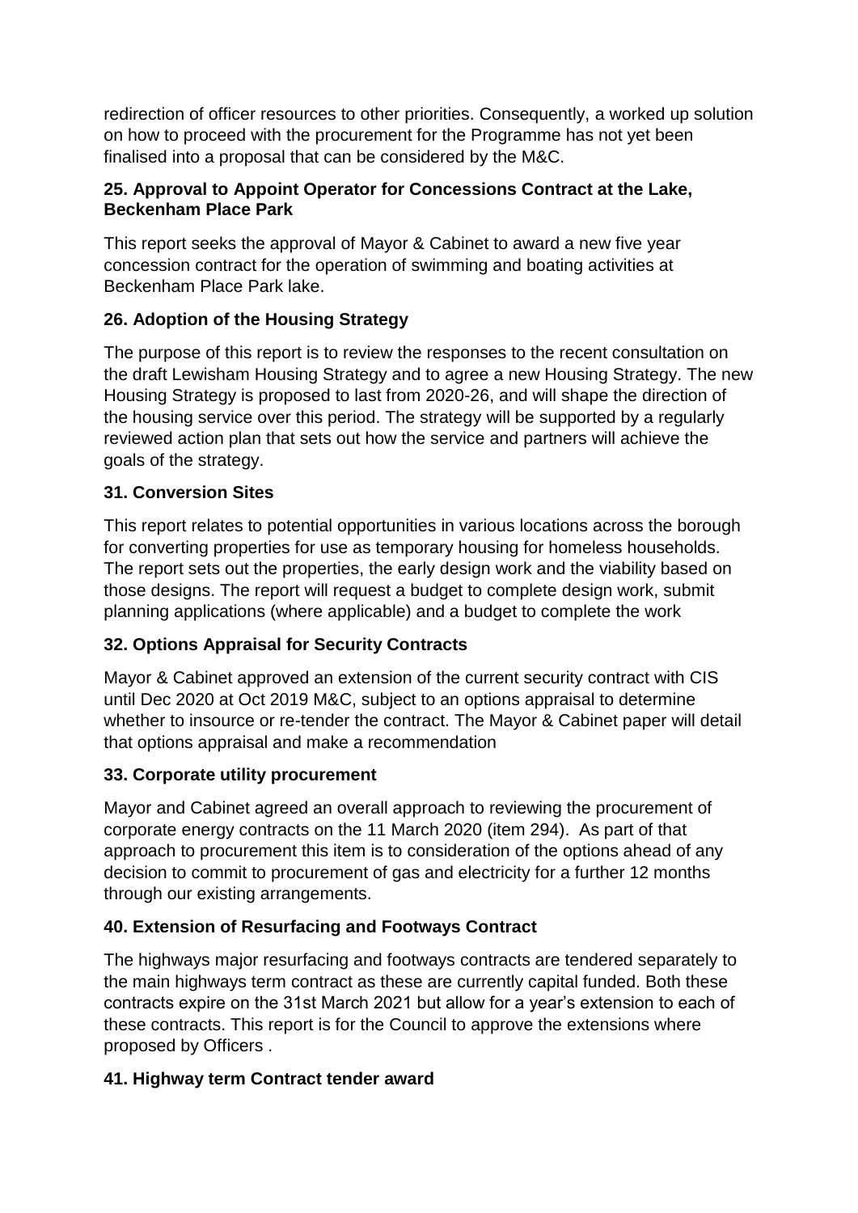redirection of officer resources to other priorities. Consequently, a worked up solution on how to proceed with the procurement for the Programme has not yet been finalised into a proposal that can be considered by the M&C.

**25. Approval to Appoint Operator for Concessions Contract at the Lake, Beckenham Place Park**

This report seeks the approval of Mayor & Cabinet to award a new five year concession contract for the operation of swimming and boating activities at Beckenham Place Park lake.

**26. Adoption of the Housing Strategy**

The purpose of this report is to review the responses to the recent consultation on the draft Lewisham Housing Strategy and to agree a new Housing Strategy. The new Housing Strategy is proposed to last from 2020-26, and will shape the direction of the housing service over this period. The strategy will be supported by a regularly reviewed action plan that sets out how the service and partners will achieve the goals of the strategy.

**31. Conversion Sites**

This report relates to potential opportunities in various locations across the borough for converting properties for use as temporary housing for homeless households. The report sets out the properties, the early design work and the viability based on those designs. The report will request a budget to complete design work, submit planning applications (where applicable) and a budget to complete the work

**32. Options Appraisal for Security Contracts**

Mayor & Cabinet approved an extension of the current security contract with CIS until Dec 2020 at Oct 2019 M&C, subject to an options appraisal to determine whether to insource or re-tender the contract. The Mayor & Cabinet paper will detail that options appraisal and make a recommendation

**33. Corporate utility procurement**

Mayor and Cabinet agreed an overall approach to reviewing the procurement of corporate energy contracts on the 11 March 2020 (item 294). As part of that approach to procurement this item is to consideration of the options ahead of any decision to commit to procurement of gas and electricity for a further 12 months through our existing arrangements.

**40. Extension of Resurfacing and Footways Contract**

The highways major resurfacing and footways contracts are tendered separately to the main highways term contract as these are currently capital funded. Both these contracts expire on the 31st March 2021 but allow for a year's extension to each of these contracts. This report is for the Council to approve the extensions where proposed by Officers .

**41. Highway term Contract tender award**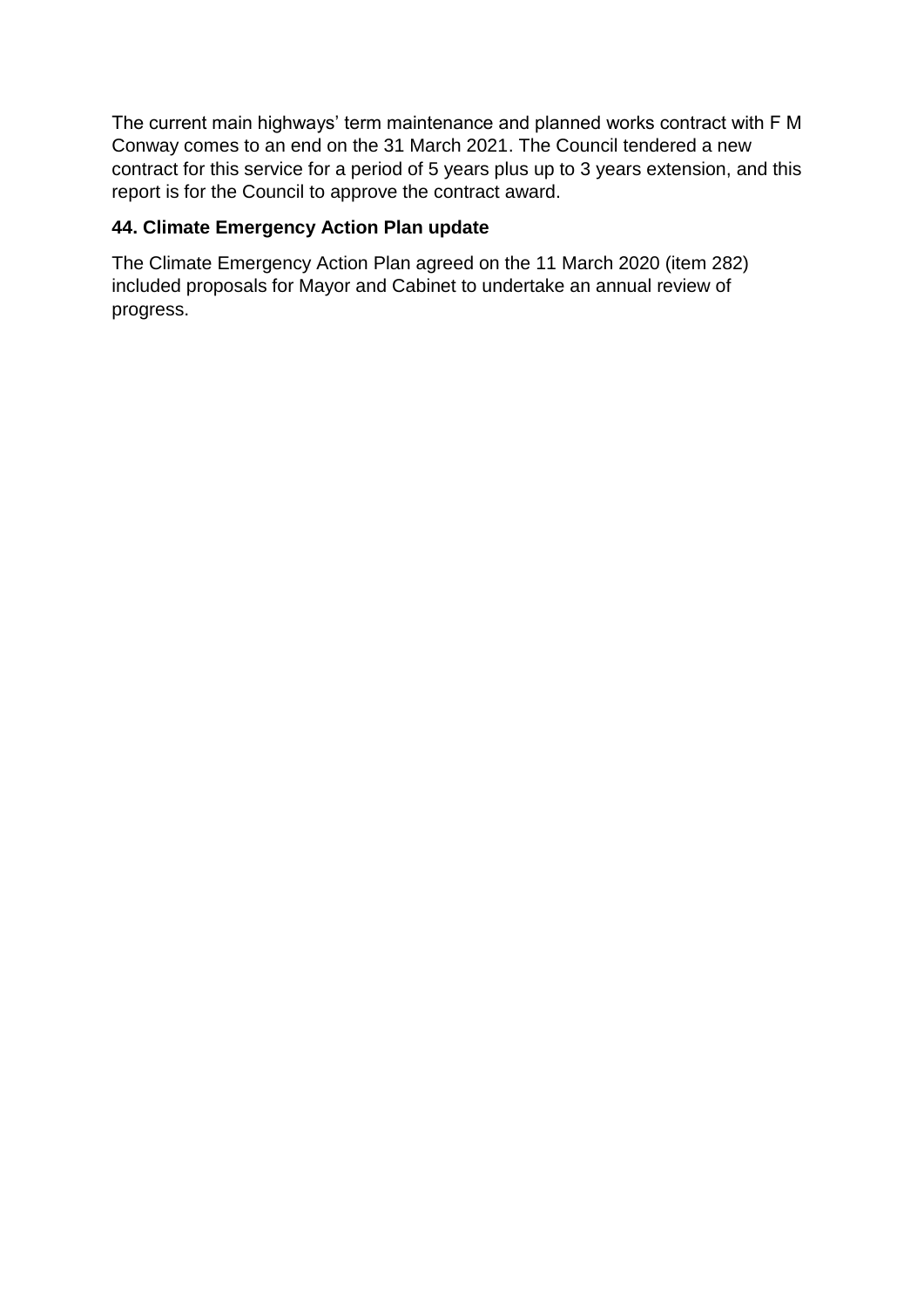The current main highways' term maintenance and planned works contract with F M Conway comes to an end on the 31 March 2021. The Council tendered a new contract for this service for a period of 5 years plus up to 3 years extension, and this report is for the Council to approve the contract award.

**44. Climate Emergency Action Plan update**

The Climate Emergency Action Plan agreed on the 11 March 2020 (item 282) included proposals for Mayor and Cabinet to undertake an annual review of progress.